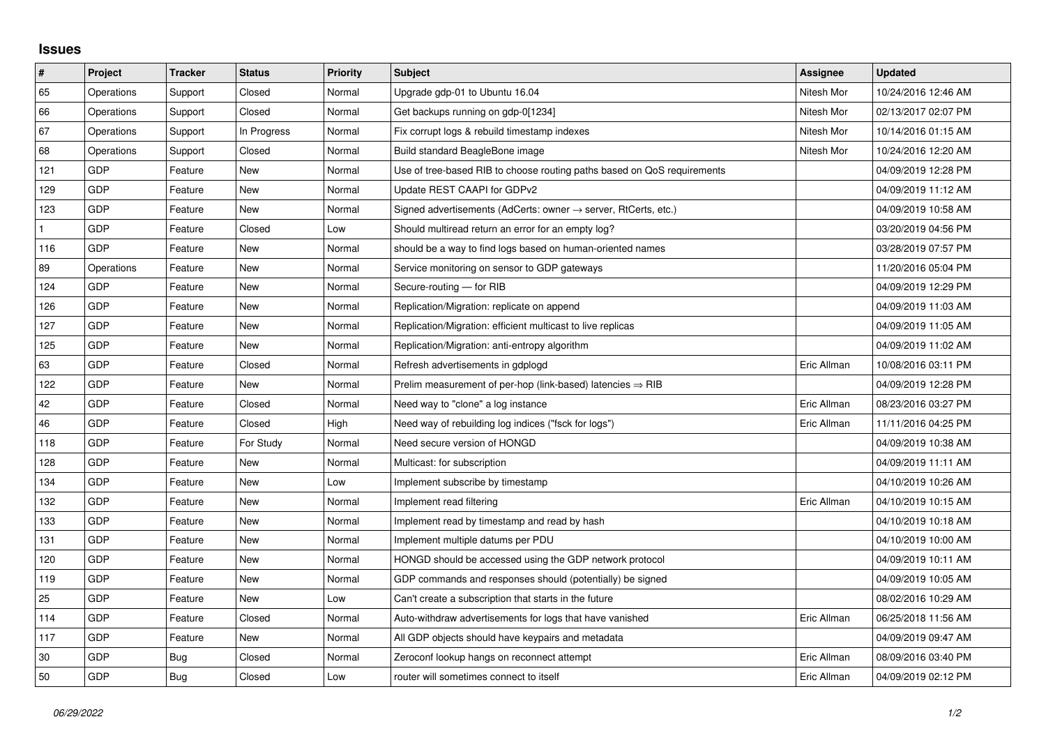## Issues

| # | Project | Tracker | Status | Priority | Subject | Assignee | Updated |
|---|---|---|---|---|---|---|---|
| 65 | Operations | Support | Closed | Normal | Upgrade gdp-01 to Ubuntu 16.04 | Nitesh Mor | 10/24/2016 12:46 AM |
| 66 | Operations | Support | Closed | Normal | Get backups running on gdp-0[1234] | Nitesh Mor | 02/13/2017 02:07 PM |
| 67 | Operations | Support | In Progress | Normal | Fix corrupt logs & rebuild timestamp indexes | Nitesh Mor | 10/14/2016 01:15 AM |
| 68 | Operations | Support | Closed | Normal | Build standard BeagleBone image | Nitesh Mor | 10/24/2016 12:20 AM |
| 121 | GDP | Feature | New | Normal | Use of tree-based RIB to choose routing paths based on QoS requirements | | 04/09/2019 12:28 PM |
| 129 | GDP | Feature | New | Normal | Update REST CAAPI for GDPv2 | | 04/09/2019 11:12 AM |
| 123 | GDP | Feature | New | Normal | Signed advertisements (AdCerts: owner → server, RtCerts, etc.) | | 04/09/2019 10:58 AM |
| 1 | GDP | Feature | Closed | Low | Should multiread return an error for an empty log? | | 03/20/2019 04:56 PM |
| 116 | GDP | Feature | New | Normal | should be a way to find logs based on human-oriented names | | 03/28/2019 07:57 PM |
| 89 | Operations | Feature | New | Normal | Service monitoring on sensor to GDP gateways | | 11/20/2016 05:04 PM |
| 124 | GDP | Feature | New | Normal | Secure-routing — for RIB | | 04/09/2019 12:29 PM |
| 126 | GDP | Feature | New | Normal | Replication/Migration: replicate on append | | 04/09/2019 11:03 AM |
| 127 | GDP | Feature | New | Normal | Replication/Migration: efficient multicast to live replicas | | 04/09/2019 11:05 AM |
| 125 | GDP | Feature | New | Normal | Replication/Migration: anti-entropy algorithm | | 04/09/2019 11:02 AM |
| 63 | GDP | Feature | Closed | Normal | Refresh advertisements in gdplogd | Eric Allman | 10/08/2016 03:11 PM |
| 122 | GDP | Feature | New | Normal | Prelim measurement of per-hop (link-based) latencies ⇒ RIB | | 04/09/2019 12:28 PM |
| 42 | GDP | Feature | Closed | Normal | Need way to "clone" a log instance | Eric Allman | 08/23/2016 03:27 PM |
| 46 | GDP | Feature | Closed | High | Need way of rebuilding log indices ("fsck for logs") | Eric Allman | 11/11/2016 04:25 PM |
| 118 | GDP | Feature | For Study | Normal | Need secure version of HONGD | | 04/09/2019 10:38 AM |
| 128 | GDP | Feature | New | Normal | Multicast: for subscription | | 04/09/2019 11:11 AM |
| 134 | GDP | Feature | New | Low | Implement subscribe by timestamp | | 04/10/2019 10:26 AM |
| 132 | GDP | Feature | New | Normal | Implement read filtering | Eric Allman | 04/10/2019 10:15 AM |
| 133 | GDP | Feature | New | Normal | Implement read by timestamp and read by hash | | 04/10/2019 10:18 AM |
| 131 | GDP | Feature | New | Normal | Implement multiple datums per PDU | | 04/10/2019 10:00 AM |
| 120 | GDP | Feature | New | Normal | HONGD should be accessed using the GDP network protocol | | 04/09/2019 10:11 AM |
| 119 | GDP | Feature | New | Normal | GDP commands and responses should (potentially) be signed | | 04/09/2019 10:05 AM |
| 25 | GDP | Feature | New | Low | Can't create a subscription that starts in the future | | 08/02/2016 10:29 AM |
| 114 | GDP | Feature | Closed | Normal | Auto-withdraw advertisements for logs that have vanished | Eric Allman | 06/25/2018 11:56 AM |
| 117 | GDP | Feature | New | Normal | All GDP objects should have keypairs and metadata | | 04/09/2019 09:47 AM |
| 30 | GDP | Bug | Closed | Normal | Zeroconf lookup hangs on reconnect attempt | Eric Allman | 08/09/2016 03:40 PM |
| 50 | GDP | Bug | Closed | Low | router will sometimes connect to itself | Eric Allman | 04/09/2019 02:12 PM |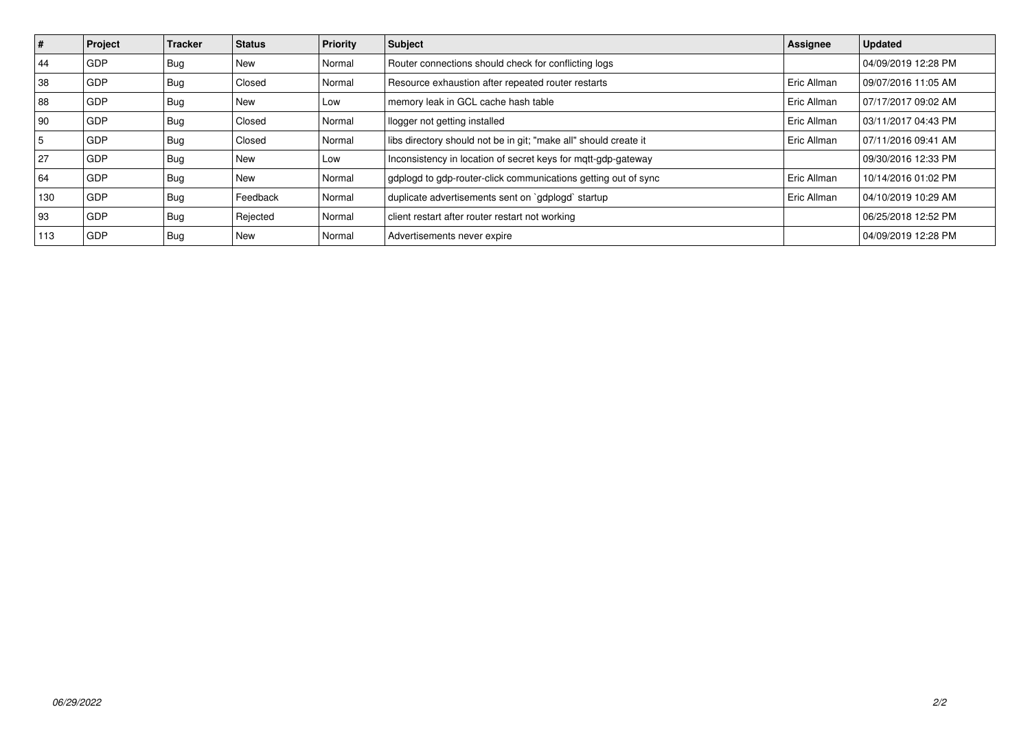| # | Project | Tracker | Status | Priority | Subject | Assignee | Updated |
|---|---|---|---|---|---|---|---|
| 44 | GDP | Bug | New | Normal | Router connections should check for conflicting logs | | 04/09/2019 12:28 PM |
| 38 | GDP | Bug | Closed | Normal | Resource exhaustion after repeated router restarts | Eric Allman | 09/07/2016 11:05 AM |
| 88 | GDP | Bug | New | Low | memory leak in GCL cache hash table | Eric Allman | 07/17/2017 09:02 AM |
| 90 | GDP | Bug | Closed | Normal | llogger not getting installed | Eric Allman | 03/11/2017 04:43 PM |
| 5 | GDP | Bug | Closed | Normal | libs directory should not be in git; "make all" should create it | Eric Allman | 07/11/2016 09:41 AM |
| 27 | GDP | Bug | New | Low | Inconsistency in location of secret keys for mqtt-gdp-gateway | | 09/30/2016 12:33 PM |
| 64 | GDP | Bug | New | Normal | gdplogd to gdp-router-click communications getting out of sync | Eric Allman | 10/14/2016 01:02 PM |
| 130 | GDP | Bug | Feedback | Normal | duplicate advertisements sent on `gdplogd` startup | Eric Allman | 04/10/2019 10:29 AM |
| 93 | GDP | Bug | Rejected | Normal | client restart after router restart not working | | 06/25/2018 12:52 PM |
| 113 | GDP | Bug | New | Normal | Advertisements never expire | | 04/09/2019 12:28 PM |